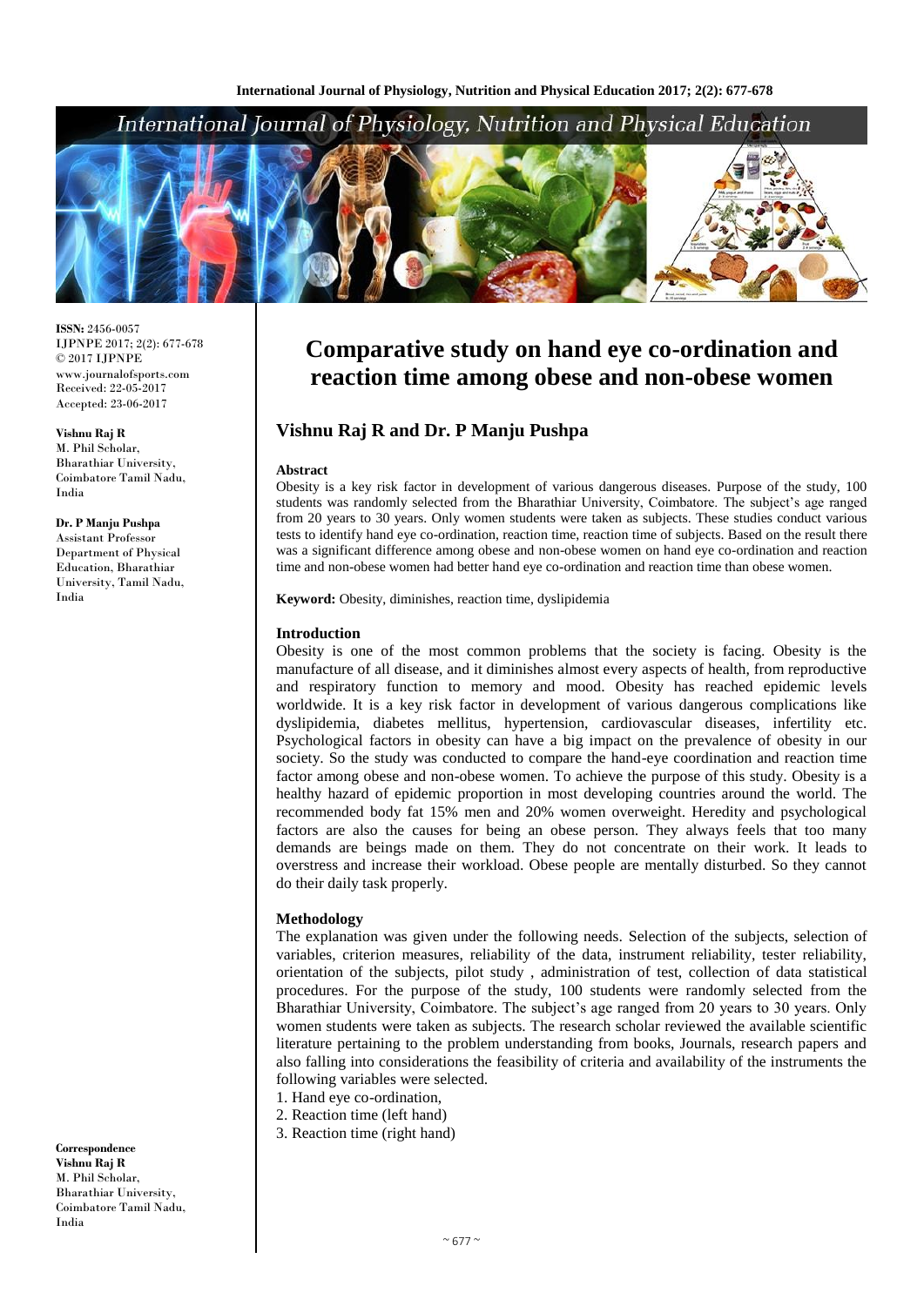ISSN: 2456-0057
IJPNPE 2017; 2(2): 677-678
© 2017 IJPNPE
www.journalofsports.com
Received: 22-05-2017
Accepted: 23-06-2017

**Vishnu Raj R**
M. Phil Scholar,
Bharathiar University,
Coimbatore Tamil Nadu,
India

**Dr. P Manju Pushpa**
Assistant Professor
Department of Physical
Education, Bharathiar
University, Tamil Nadu,
India

**Correspondence**
**Vishnu Raj R**
M. Phil Scholar,
Bharathiar University,
Coimbatore Tamil Nadu,
India

# Comparative study on hand eye co-ordination and reaction time among obese and non-obese women

## Vishnu Raj R and Dr. P Manju Pushpa

### Abstract

Obesity is a key risk factor in development of various dangerous diseases. Purpose of the study, 100 students was randomly selected from the Bharathiar University, Coimbatore. The subject's age ranged from 20 years to 30 years. Only women students were taken as subjects. These studies conduct various tests to identify hand eye co-ordination, reaction time, reaction time of subjects. Based on the result there was a significant difference among obese and non-obese women on hand eye co-ordination and reaction time and non-obese women had better hand eye co-ordination and reaction time than obese women.

**Keyword:** Obesity, diminishes, reaction time, dyslipidemia

### Introduction

Obesity is one of the most common problems that the society is facing. Obesity is the manufacture of all disease, and it diminishes almost every aspects of health, from reproductive and respiratory function to memory and mood. Obesity has reached epidemic levels worldwide. It is a key risk factor in development of various dangerous complications like dyslipidemia, diabetes mellitus, hypertension, cardiovascular diseases, infertility etc. Psychological factors in obesity can have a big impact on the prevalence of obesity in our society. So the study was conducted to compare the hand-eye coordination and reaction time factor among obese and non-obese women. To achieve the purpose of this study. Obesity is a healthy hazard of epidemic proportion in most developing countries around the world. The recommended body fat 15% men and 20% women overweight. Heredity and psychological factors are also the causes for being an obese person. They always feels that too many demands are beings made on them. They do not concentrate on their work. It leads to overstress and increase their workload. Obese people are mentally disturbed. So they cannot do their daily task properly.

### Methodology

The explanation was given under the following needs. Selection of the subjects, selection of variables, criterion measures, reliability of the data, instrument reliability, tester reliability, orientation of the subjects, pilot study , administration of test, collection of data statistical procedures. For the purpose of the study, 100 students were randomly selected from the Bharathiar University, Coimbatore. The subject's age ranged from 20 years to 30 years. Only women students were taken as subjects. The research scholar reviewed the available scientific literature pertaining to the problem understanding from books, Journals, research papers and also falling into considerations the feasibility of criteria and availability of the instruments the following variables were selected.

1. Hand eye co-ordination,
2. Reaction time (left hand)
3. Reaction time (right hand)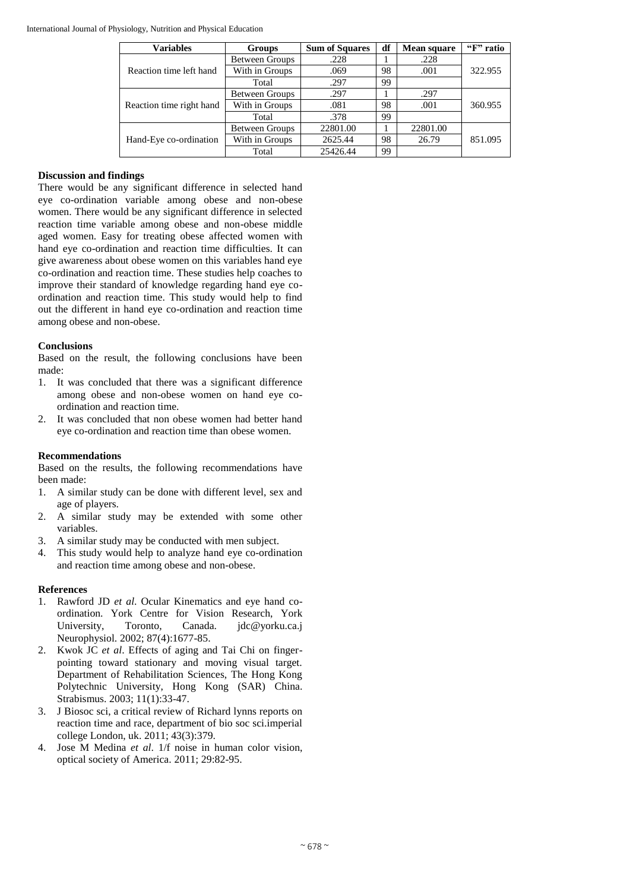| Variables | Groups | Sum of Squares | df | Mean square | "F" ratio |
|---|---|---|---|---|---|
| Reaction time left hand | Between Groups | .228 | 1 | .228 | 322.955 |
| | With in Groups | .069 | 98 | .001 | |
| | Total | .297 | 99 | | |
| Reaction time right hand | Between Groups | .297 | 1 | .297 | 360.955 |
| | With in Groups | .081 | 98 | .001 | |
| | Total | .378 | 99 | | |
| Hand-Eye co-ordination | Between Groups | 22801.00 | 1 | 22801.00 | 851.095 |
| | With in Groups | 2625.44 | 98 | 26.79 | |
| | Total | 25426.44 | 99 | | |

### Discussion and findings

There would be any significant difference in selected hand eye co-ordination variable among obese and non-obese women. There would be any significant difference in selected reaction time variable among obese and non-obese middle aged women. Easy for treating obese affected women with hand eye co-ordination and reaction time difficulties. It can give awareness about obese women on this variables hand eye co-ordination and reaction time. These studies help coaches to improve their standard of knowledge regarding hand eye co-ordination and reaction time. This study would help to find out the different in hand eye co-ordination and reaction time among obese and non-obese.

### Conclusions

Based on the result, the following conclusions have been made:

1. It was concluded that there was a significant difference among obese and non-obese women on hand eye co-ordination and reaction time.
2. It was concluded that non obese women had better hand eye co-ordination and reaction time than obese women.

### Recommendations

Based on the results, the following recommendations have been made:

1. A similar study can be done with different level, sex and age of players.
2. A similar study may be extended with some other variables.
3. A similar study may be conducted with men subject.
4. This study would help to analyze hand eye co-ordination and reaction time among obese and non-obese.

### References

1. Rawford JD *et al*. Ocular Kinematics and eye hand co-ordination. York Centre for Vision Research, York University, Toronto, Canada. jdc@yorku.ca.j Neurophysiol. 2002; 87(4):1677-85.
2. Kwok JC *et al*. Effects of aging and Tai Chi on finger-pointing toward stationary and moving visual target. Department of Rehabilitation Sciences, The Hong Kong Polytechnic University, Hong Kong (SAR) China. Strabismus. 2003; 11(1):33-47.
3. J Biosoc sci, a critical review of Richard lynns reports on reaction time and race, department of bio soc sci.imperial college London, uk. 2011; 43(3):379.
4. Jose M Medina *et al*. 1/f noise in human color vision, optical society of America. 2011; 29:82-95.